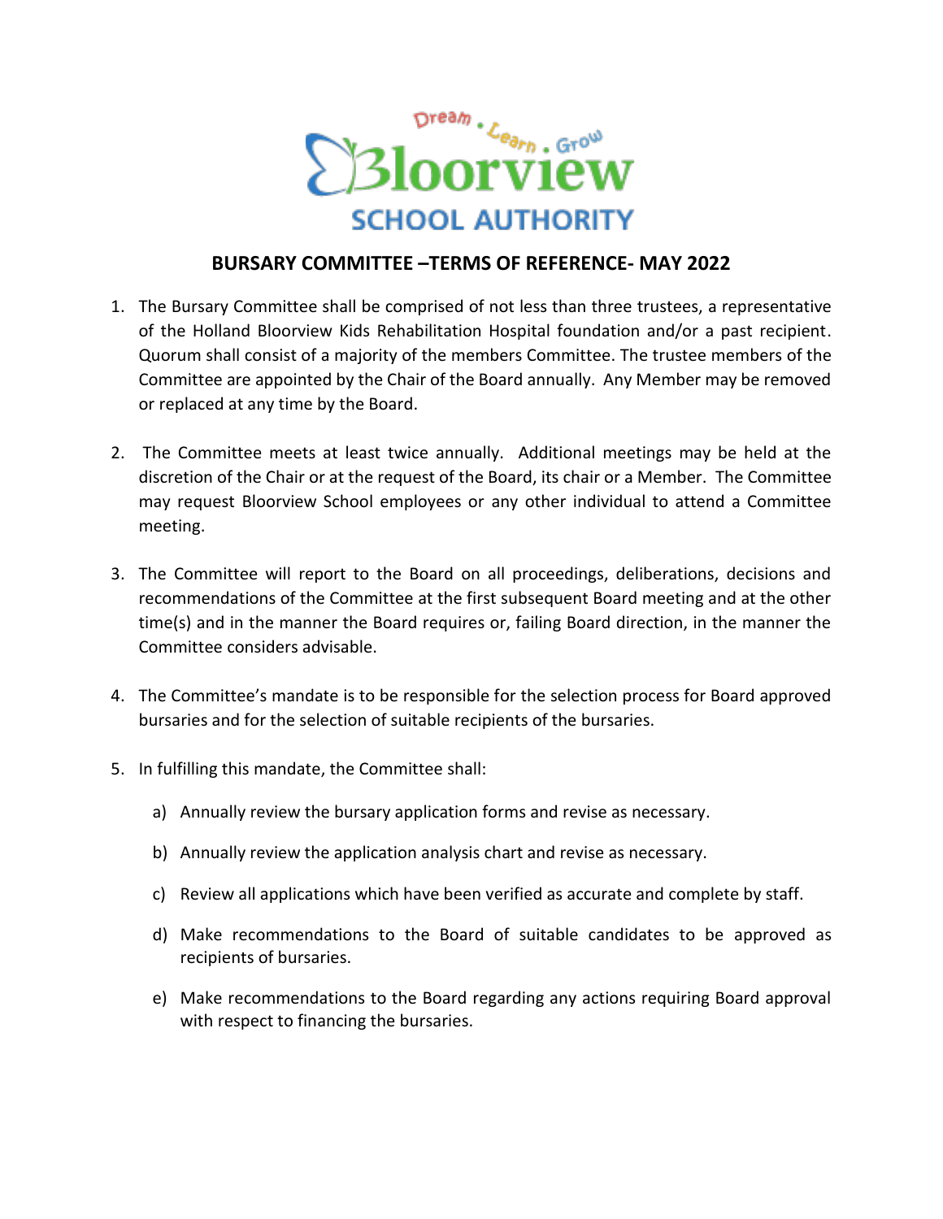Dream . Learn . Grow

Bloorview

SCHOOL AUTHORITY

## BURSARY COMMITTEE –TERMS OF REFERENCE- MAY 2022

1. The Bursary Committee shall be comprised of not less than three trustees, a representative of the Holland Bloorview Kids Rehabilitation Hospital foundation and/or a past recipient. Quorum shall consist of a majority of the members Committee. The trustee members of the Committee are appointed by the Chair of the Board annually. Any Member may be removed or replaced at any time by the Board.

2. The Committee meets at least twice annually. Additional meetings may be held at the discretion of the Chair or at the request of the Board, its chair or a Member. The Committee may request Bloorview School employees or any other individual to attend a Committee meeting.

3. The Committee will report to the Board on all proceedings, deliberations, decisions and recommendations of the Committee at the first subsequent Board meeting and at the other time(s) and in the manner the Board requires or, failing Board direction, in the manner the Committee considers advisable.

4. The Committee's mandate is to be responsible for the selection process for Board approved bursaries and for the selection of suitable recipients of the bursaries.

5. In fulfilling this mandate, the Committee shall:

   a) Annually review the bursary application forms and revise as necessary.

   b) Annually review the application analysis chart and revise as necessary.

   c) Review all applications which have been verified as accurate and complete by staff.

   d) Make recommendations to the Board of suitable candidates to be approved as recipients of bursaries.

   e) Make recommendations to the Board regarding any actions requiring Board approval with respect to financing the bursaries.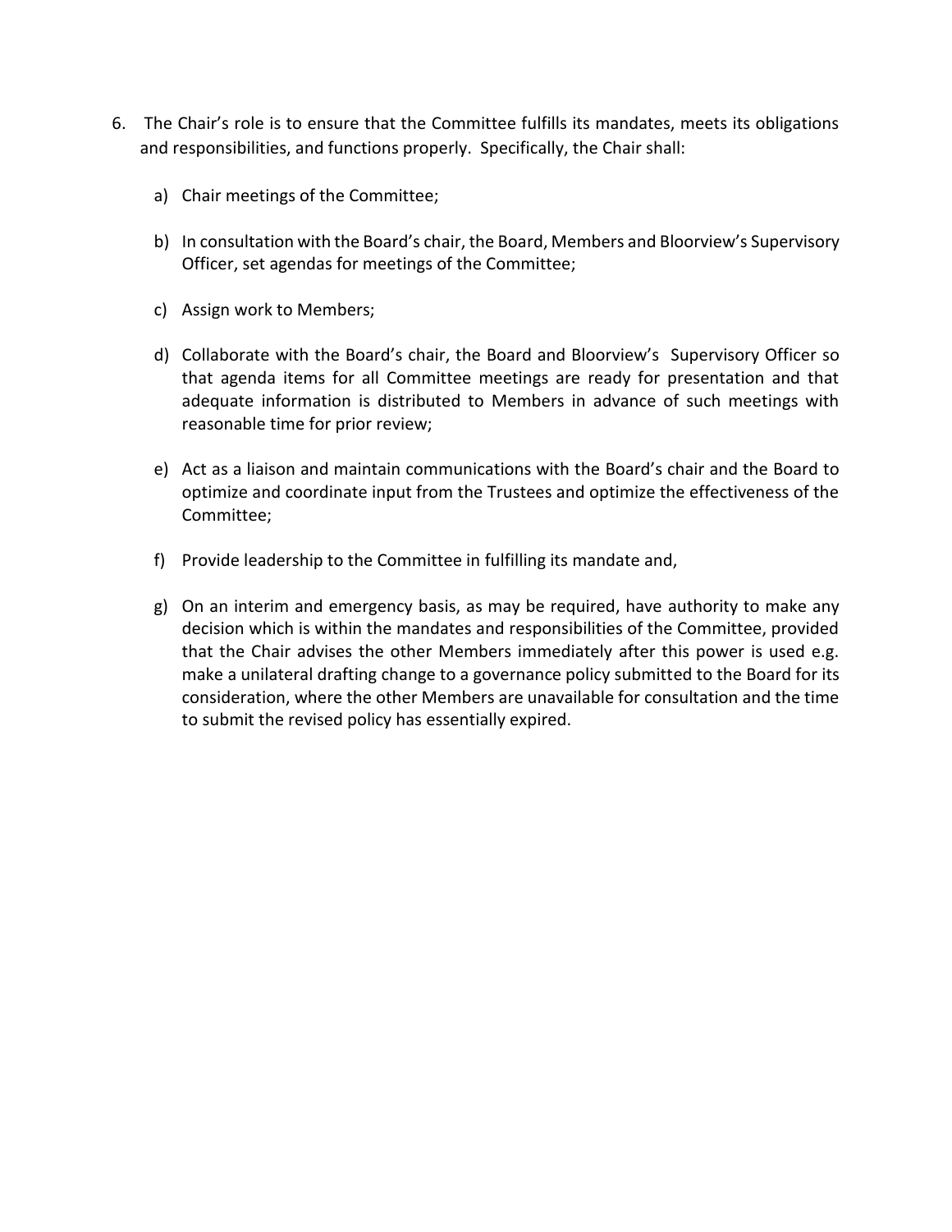6. The Chair's role is to ensure that the Committee fulfills its mandates, meets its obligations and responsibilities, and functions properly. Specifically, the Chair shall:

   a) Chair meetings of the Committee;

   b) In consultation with the Board's chair, the Board, Members and Bloorview's Supervisory Officer, set agendas for meetings of the Committee;

   c) Assign work to Members;

   d) Collaborate with the Board's chair, the Board and Bloorview's Supervisory Officer so that agenda items for all Committee meetings are ready for presentation and that adequate information is distributed to Members in advance of such meetings with reasonable time for prior review;

   e) Act as a liaison and maintain communications with the Board's chair and the Board to optimize and coordinate input from the Trustees and optimize the effectiveness of the Committee;

   f) Provide leadership to the Committee in fulfilling its mandate and,

   g) On an interim and emergency basis, as may be required, have authority to make any decision which is within the mandates and responsibilities of the Committee, provided that the Chair advises the other Members immediately after this power is used e.g. make a unilateral drafting change to a governance policy submitted to the Board for its consideration, where the other Members are unavailable for consultation and the time to submit the revised policy has essentially expired.